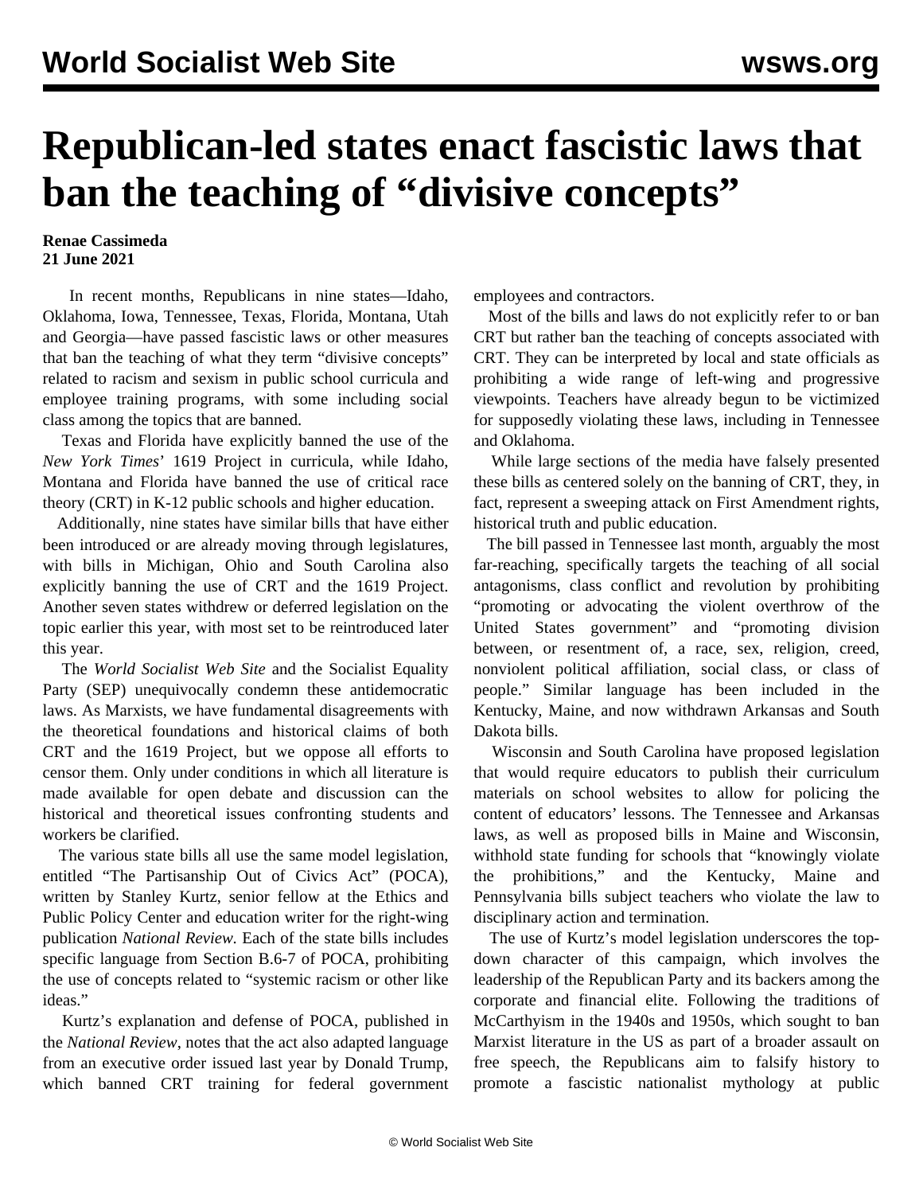# Republican-led states enact fascistic laws that ban the teaching of "divisive concepts"

**Renae Cassimeda**
**21 June 2021**

In recent months, Republicans in nine states—Idaho, Oklahoma, Iowa, Tennessee, Texas, Florida, Montana, Utah and Georgia—have passed fascistic laws or other measures that ban the teaching of what they term "divisive concepts" related to racism and sexism in public school curricula and employee training programs, with some including social class among the topics that are banned.

Texas and Florida have explicitly banned the use of the *New York Times*' 1619 Project in curricula, while Idaho, Montana and Florida have banned the use of critical race theory (CRT) in K-12 public schools and higher education.

Additionally, nine states have similar bills that have either been introduced or are already moving through legislatures, with bills in Michigan, Ohio and South Carolina also explicitly banning the use of CRT and the 1619 Project. Another seven states withdrew or deferred legislation on the topic earlier this year, with most set to be reintroduced later this year.

The *World Socialist Web Site* and the Socialist Equality Party (SEP) unequivocally condemn these antidemocratic laws. As Marxists, we have fundamental disagreements with the theoretical foundations and historical claims of both CRT and the 1619 Project, but we oppose all efforts to censor them. Only under conditions in which all literature is made available for open debate and discussion can the historical and theoretical issues confronting students and workers be clarified.

The various state bills all use the same model legislation, entitled "The Partisanship Out of Civics Act" (POCA), written by Stanley Kurtz, senior fellow at the Ethics and Public Policy Center and education writer for the right-wing publication *National Review.* Each of the state bills includes specific language from Section B.6-7 of POCA, prohibiting the use of concepts related to "systemic racism or other like ideas."

Kurtz's explanation and defense of POCA, published in the *National Review*, notes that the act also adapted language from an executive order issued last year by Donald Trump, which banned CRT training for federal government employees and contractors.

Most of the bills and laws do not explicitly refer to or ban CRT but rather ban the teaching of concepts associated with CRT. They can be interpreted by local and state officials as prohibiting a wide range of left-wing and progressive viewpoints. Teachers have already begun to be victimized for supposedly violating these laws, including in Tennessee and Oklahoma.

While large sections of the media have falsely presented these bills as centered solely on the banning of CRT, they, in fact, represent a sweeping attack on First Amendment rights, historical truth and public education.

The bill passed in Tennessee last month, arguably the most far-reaching, specifically targets the teaching of all social antagonisms, class conflict and revolution by prohibiting "promoting or advocating the violent overthrow of the United States government" and "promoting division between, or resentment of, a race, sex, religion, creed, nonviolent political affiliation, social class, or class of people." Similar language has been included in the Kentucky, Maine, and now withdrawn Arkansas and South Dakota bills.

Wisconsin and South Carolina have proposed legislation that would require educators to publish their curriculum materials on school websites to allow for policing the content of educators' lessons. The Tennessee and Arkansas laws, as well as proposed bills in Maine and Wisconsin, withhold state funding for schools that "knowingly violate the prohibitions," and the Kentucky, Maine and Pennsylvania bills subject teachers who violate the law to disciplinary action and termination.

The use of Kurtz's model legislation underscores the top-down character of this campaign, which involves the leadership of the Republican Party and its backers among the corporate and financial elite. Following the traditions of McCarthyism in the 1940s and 1950s, which sought to ban Marxist literature in the US as part of a broader assault on free speech, the Republicans aim to falsify history to promote a fascistic nationalist mythology at public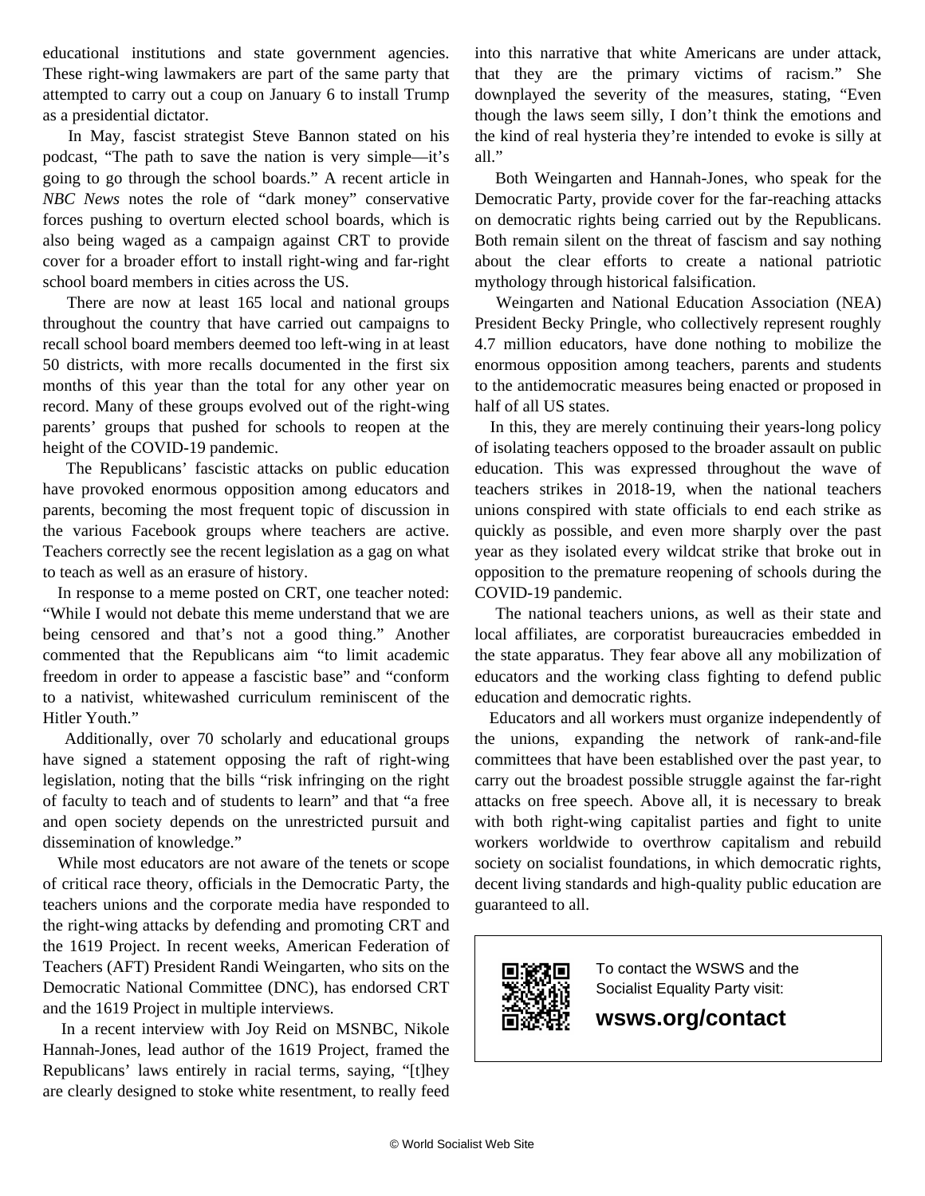educational institutions and state government agencies. These right-wing lawmakers are part of the same party that attempted to carry out a coup on January 6 to install Trump as a presidential dictator.

In May, fascist strategist Steve Bannon stated on his podcast, "The path to save the nation is very simple—it's going to go through the school boards." A recent article in *NBC News* notes the role of "dark money" conservative forces pushing to overturn elected school boards, which is also being waged as a campaign against CRT to provide cover for a broader effort to install right-wing and far-right school board members in cities across the US.

There are now at least 165 local and national groups throughout the country that have carried out campaigns to recall school board members deemed too left-wing in at least 50 districts, with more recalls documented in the first six months of this year than the total for any other year on record. Many of these groups evolved out of the right-wing parents' groups that pushed for schools to reopen at the height of the COVID-19 pandemic.

The Republicans' fascistic attacks on public education have provoked enormous opposition among educators and parents, becoming the most frequent topic of discussion in the various Facebook groups where teachers are active. Teachers correctly see the recent legislation as a gag on what to teach as well as an erasure of history.

In response to a meme posted on CRT, one teacher noted: "While I would not debate this meme understand that we are being censored and that's not a good thing." Another commented that the Republicans aim "to limit academic freedom in order to appease a fascistic base" and "conform to a nativist, whitewashed curriculum reminiscent of the Hitler Youth."

Additionally, over 70 scholarly and educational groups have signed a statement opposing the raft of right-wing legislation, noting that the bills "risk infringing on the right of faculty to teach and of students to learn" and that "a free and open society depends on the unrestricted pursuit and dissemination of knowledge."

While most educators are not aware of the tenets or scope of critical race theory, officials in the Democratic Party, the teachers unions and the corporate media have responded to the right-wing attacks by defending and promoting CRT and the 1619 Project. In recent weeks, American Federation of Teachers (AFT) President Randi Weingarten, who sits on the Democratic National Committee (DNC), has endorsed CRT and the 1619 Project in multiple interviews.

In a recent interview with Joy Reid on MSNBC, Nikole Hannah-Jones, lead author of the 1619 Project, framed the Republicans' laws entirely in racial terms, saying, "[t]hey are clearly designed to stoke white resentment, to really feed into this narrative that white Americans are under attack, that they are the primary victims of racism." She downplayed the severity of the measures, stating, "Even though the laws seem silly, I don't think the emotions and the kind of real hysteria they're intended to evoke is silly at all."

Both Weingarten and Hannah-Jones, who speak for the Democratic Party, provide cover for the far-reaching attacks on democratic rights being carried out by the Republicans. Both remain silent on the threat of fascism and say nothing about the clear efforts to create a national patriotic mythology through historical falsification.

Weingarten and National Education Association (NEA) President Becky Pringle, who collectively represent roughly 4.7 million educators, have done nothing to mobilize the enormous opposition among teachers, parents and students to the antidemocratic measures being enacted or proposed in half of all US states.

In this, they are merely continuing their years-long policy of isolating teachers opposed to the broader assault on public education. This was expressed throughout the wave of teachers strikes in 2018-19, when the national teachers unions conspired with state officials to end each strike as quickly as possible, and even more sharply over the past year as they isolated every wildcat strike that broke out in opposition to the premature reopening of schools during the COVID-19 pandemic.

The national teachers unions, as well as their state and local affiliates, are corporatist bureaucracies embedded in the state apparatus. They fear above all any mobilization of educators and the working class fighting to defend public education and democratic rights.

Educators and all workers must organize independently of the unions, expanding the network of rank-and-file committees that have been established over the past year, to carry out the broadest possible struggle against the far-right attacks on free speech. Above all, it is necessary to break with both right-wing capitalist parties and fight to unite workers worldwide to overthrow capitalism and rebuild society on socialist foundations, in which democratic rights, decent living standards and high-quality public education are guaranteed to all.

To contact the WSWS and the Socialist Equality Party visit:

**wsws.org/contact**